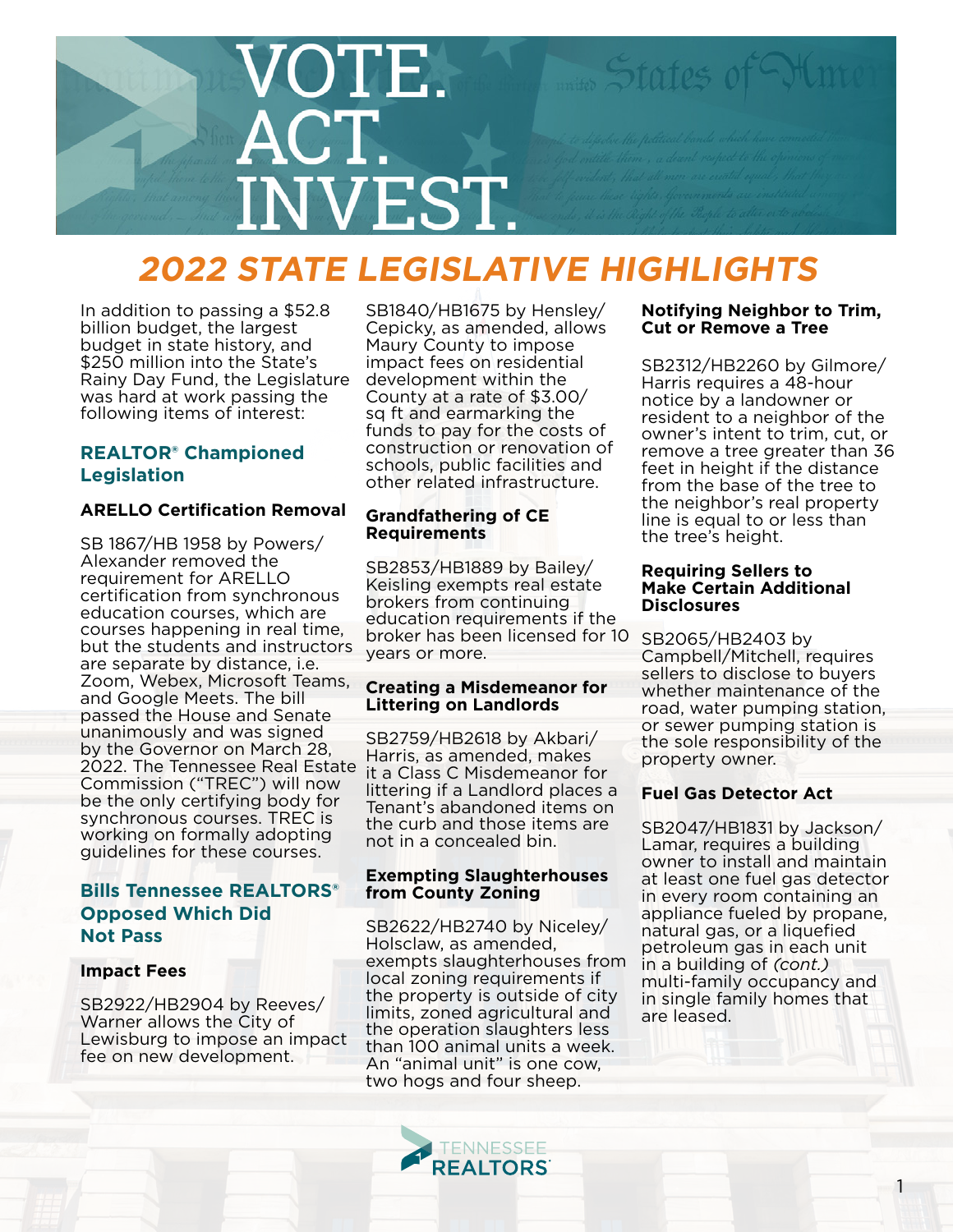# VOTE. ACT. INVEST.

## 2022 STATE LEGISLATIVE HIGHLIGHTS

In addition to passing a $52.8 billion budget, the largest budget in state history, and $250 million into the State's Rainy Day Fund, the Legislature was hard at work passing the following items of interest:

### REALTOR® Championed Legislation

#### ARELLO Certification Removal

SB 1867/HB 1958 by Powers/Alexander removed the requirement for ARELLO certification from synchronous education courses, which are courses happening in real time, but the students and instructors are separate by distance, i.e. Zoom, Webex, Microsoft Teams, and Google Meets. The bill passed the House and Senate unanimously and was signed by the Governor on March 28, 2022. The Tennessee Real Estate Commission ("TREC") will now be the only certifying body for synchronous courses. TREC is working on formally adopting guidelines for these courses.

### Bills Tennessee REALTORS® Opposed Which Did Not Pass

#### Impact Fees

SB2922/HB2904 by Reeves/Warner allows the City of Lewisburg to impose an impact fee on new development.

SB1840/HB1675 by Hensley/Cepicky, as amended, allows Maury County to impose impact fees on residential development within the County at a rate of $3.00/sq ft and earmarking the funds to pay for the costs of construction or renovation of schools, public facilities and other related infrastructure.

#### Grandfathering of CE Requirements

SB2853/HB1889 by Bailey/Keisling exempts real estate brokers from continuing education requirements if the broker has been licensed for 10 years or more.

#### Creating a Misdemeanor for Littering on Landlords

SB2759/HB2618 by Akbari/Harris, as amended, makes it a Class C Misdemeanor for littering if a Landlord places a Tenant's abandoned items on the curb and those items are not in a concealed bin.

#### Exempting Slaughterhouses from County Zoning

SB2622/HB2740 by Niceley/Holsclaw, as amended, exempts slaughterhouses from local zoning requirements if the property is outside of city limits, zoned agricultural and the operation slaughters less than 100 animal units a week. An "animal unit" is one cow, two hogs and four sheep.

#### Notifying Neighbor to Trim, Cut or Remove a Tree

SB2312/HB2260 by Gilmore/Harris requires a 48-hour notice by a landowner or resident to a neighbor of the owner's intent to trim, cut, or remove a tree greater than 36 feet in height if the distance from the base of the tree to the neighbor's real property line is equal to or less than the tree's height.

#### Requiring Sellers to Make Certain Additional Disclosures

SB2065/HB2403 by Campbell/Mitchell, requires sellers to disclose to buyers whether maintenance of the road, water pumping station, or sewer pumping station is the sole responsibility of the property owner.

#### Fuel Gas Detector Act

SB2047/HB1831 by Jackson/Lamar, requires a building owner to install and maintain at least one fuel gas detector in every room containing an appliance fueled by propane, natural gas, or a liquefied petroleum gas in each unit in a building of *(cont.)* multi-family occupancy and in single family homes that are leased.

TENNESSEE REALTORS®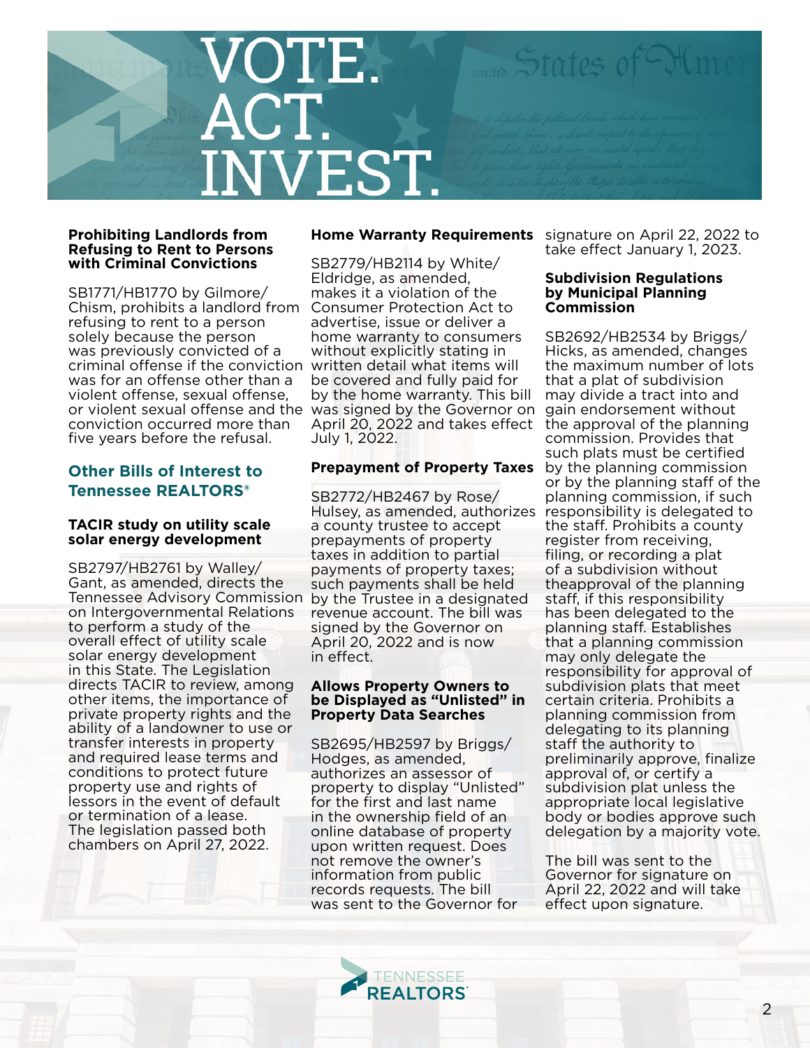# VOTE. ACT. INVEST.

**Prohibiting Landlords from Refusing to Rent to Persons with Criminal Convictions**

SB1771/HB1770 by Gilmore/ Chism, prohibits a landlord from refusing to rent to a person solely because the person was previously convicted of a criminal offense if the conviction was for an offense other than a violent offense, sexual offense, or violent sexual offense and the conviction occurred more than five years before the refusal.

## Other Bills of Interest to Tennessee REALTORS®

**TACIR study on utility scale solar energy development**

SB2797/HB2761 by Walley/ Gant, as amended, directs the Tennessee Advisory Commission on Intergovernmental Relations to perform a study of the overall effect of utility scale solar energy development in this State. The Legislation directs TACIR to review, among other items, the importance of private property rights and the ability of a landowner to use or transfer interests in property and required lease terms and conditions to protect future property use and rights of lessors in the event of default or termination of a lease. The legislation passed both chambers on April 27, 2022.

**Home Warranty Requirements**

SB2779/HB2114 by White/ Eldridge, as amended, makes it a violation of the Consumer Protection Act to advertise, issue or deliver a home warranty to consumers without explicitly stating in written detail what items will be covered and fully paid for by the home warranty. This bill was signed by the Governor on April 20, 2022 and takes effect July 1, 2022.

**Prepayment of Property Taxes**

SB2772/HB2467 by Rose/ Hulsey, as amended, authorizes a county trustee to accept prepayments of property taxes in addition to partial payments of property taxes; such payments shall be held by the Trustee in a designated revenue account. The bill was signed by the Governor on April 20, 2022 and is now in effect.

**Allows Property Owners to be Displayed as "Unlisted" in Property Data Searches**

SB2695/HB2597 by Briggs/ Hodges, as amended, authorizes an assessor of property to display "Unlisted" for the first and last name in the ownership field of an online database of property upon written request. Does not remove the owner's information from public records requests. The bill was sent to the Governor for signature on April 22, 2022 to take effect January 1, 2023.

**Subdivision Regulations by Municipal Planning Commission**

SB2692/HB2534 by Briggs/ Hicks, as amended, changes the maximum number of lots that a plat of subdivision may divide a tract into and gain endorsement without the approval of the planning commission. Provides that such plats must be certified by the planning commission or by the planning staff of the planning commission, if such responsibility is delegated to the staff. Prohibits a county register from receiving, filing, or recording a plat of a subdivision without theapproval of the planning staff, if this responsibility has been delegated to the planning staff. Establishes that a planning commission may only delegate the responsibility for approval of subdivision plats that meet certain criteria. Prohibits a planning commission from delegating to its planning staff the authority to preliminarily approve, finalize approval of, or certify a subdivision plat unless the appropriate local legislative body or bodies approve such delegation by a majority vote.

The bill was sent to the Governor for signature on April 22, 2022 and will take effect upon signature.

TENNESSEE REALTORS®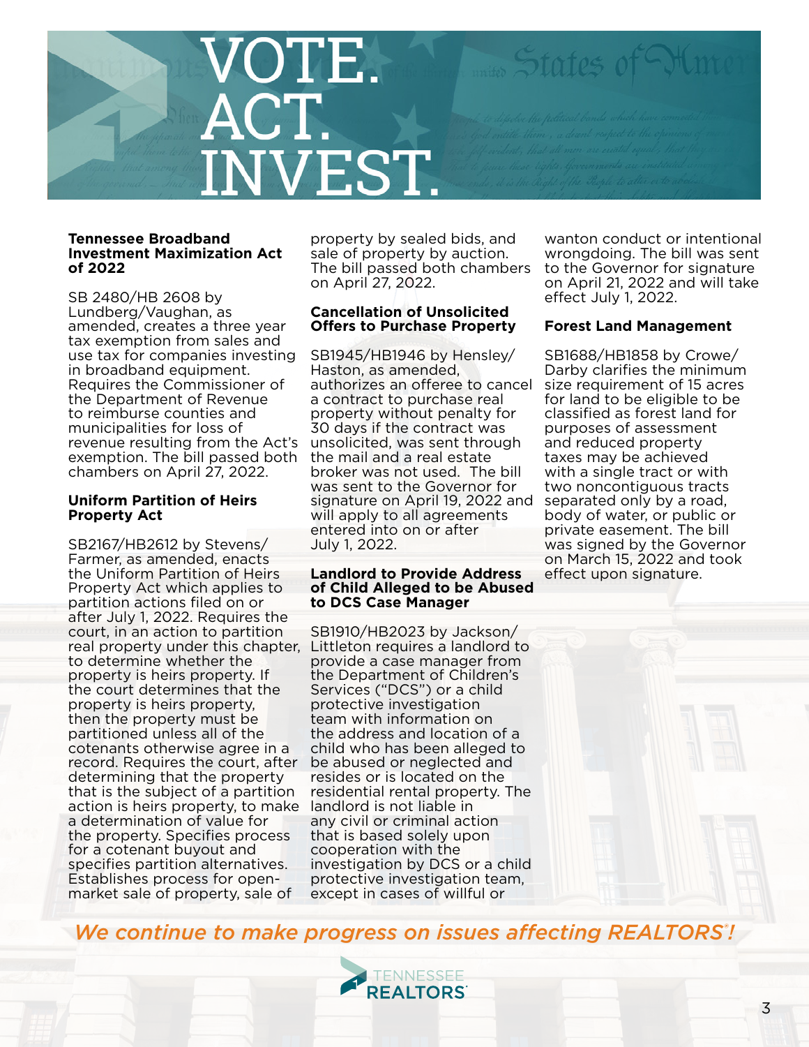# VOTE. ACT. INVEST.

### Tennessee Broadband Investment Maximization Act of 2022

SB 2480/HB 2608 by Lundberg/Vaughan, as amended, creates a three year tax exemption from sales and use tax for companies investing in broadband equipment. Requires the Commissioner of the Department of Revenue to reimburse counties and municipalities for loss of revenue resulting from the Act's exemption. The bill passed both chambers on April 27, 2022.

### Uniform Partition of Heirs Property Act

SB2167/HB2612 by Stevens/Farmer, as amended, enacts the Uniform Partition of Heirs Property Act which applies to partition actions filed on or after July 1, 2022. Requires the court, in an action to partition real property under this chapter, to determine whether the property is heirs property. If the court determines that the property is heirs property, then the property must be partitioned unless all of the cotenants otherwise agree in a record. Requires the court, after determining that the property that is the subject of a partition action is heirs property, to make a determination of value for the property. Specifies process for a cotenant buyout and specifies partition alternatives. Establishes process for open-market sale of property, sale of property by sealed bids, and sale of property by auction. The bill passed both chambers on April 27, 2022.

### Cancellation of Unsolicited Offers to Purchase Property

SB1945/HB1946 by Hensley/Haston, as amended, authorizes an offeree to cancel a contract to purchase real property without penalty for 30 days if the contract was unsolicited, was sent through the mail and a real estate broker was not used. The bill was sent to the Governor for signature on April 19, 2022 and will apply to all agreements entered into on or after July 1, 2022.

### Landlord to Provide Address of Child Alleged to be Abused to DCS Case Manager

SB1910/HB2023 by Jackson/Littleton requires a landlord to provide a case manager from the Department of Children's Services ("DCS") or a child protective investigation team with information on the address and location of a child who has been alleged to be abused or neglected and resides or is located on the residential rental property. The landlord is not liable in any civil or criminal action that is based solely upon cooperation with the investigation by DCS or a child protective investigation team, except in cases of willful or wanton conduct or intentional wrongdoing. The bill was sent to the Governor for signature on April 21, 2022 and will take effect July 1, 2022.

### Forest Land Management

SB1688/HB1858 by Crowe/Darby clarifies the minimum size requirement of 15 acres for land to be eligible to be classified as forest land for purposes of assessment and reduced property taxes may be achieved with a single tract or with two noncontiguous tracts separated only by a road, body of water, or public or private easement. The bill was signed by the Governor on March 15, 2022 and took effect upon signature.

*We continue to make progress on issues affecting REALTORS®!*

TENNESSEE REALTORS®